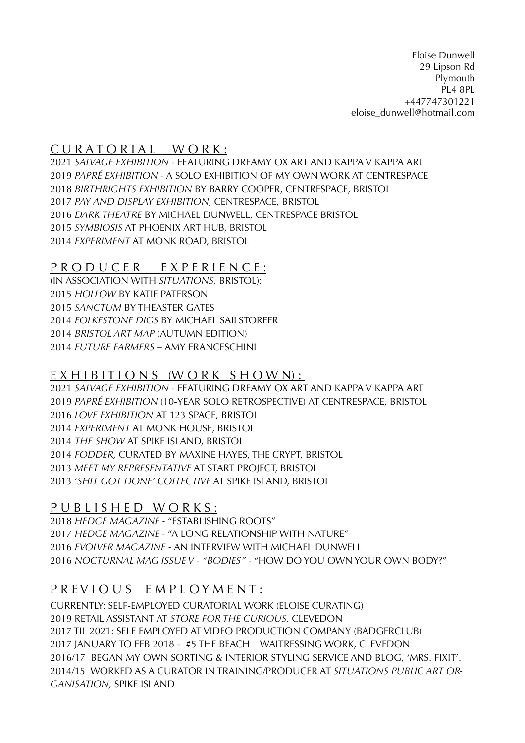Eloise Dunwell
29 Lipson Rd
Plymouth
PL4 8PL
+447747301221
eloise_dunwell@hotmail.com

## C U R A T O R I A L   W O R K :

2021 *SALVAGE EXHIBITION* - FEATURING DREAMY OX ART AND KAPPA V KAPPA ART
2019 *PAPRÉ EXHIBITION* - A SOLO EXHIBITION OF MY OWN WORK AT CENTRESPACE
2018 *BIRTHRIGHTS EXHIBITION* BY BARRY COOPER, CENTRESPACE, BRISTOL
2017 *PAY AND DISPLAY EXHIBITION,* CENTRESPACE, BRISTOL
2016 *DARK THEATRE* BY MICHAEL DUNWELL, CENTRESPACE BRISTOL
2015 *SYMBIOSIS* AT PHOENIX ART HUB, BRISTOL
2014 *EXPERIMENT* AT MONK ROAD, BRISTOL

## P R O D U C E R   E X P E R I E N C E :

(IN ASSOCIATION WITH *SITUATIONS,* BRISTOL):
2015 *HOLLOW* BY KATIE PATERSON
2015 *SANCTUM* BY THEASTER GATES
2014 *FOLKESTONE DIGS* BY MICHAEL SAILSTORFER
2014 *BRISTOL ART MAP* (AUTUMN EDITION)
2014 *FUTURE FARMERS* – AMY FRANCESCHINI

## E X H I B I T I O N S  (W O R K  S H O W N) :

2021 *SALVAGE EXHIBITION* - FEATURING DREAMY OX ART AND KAPPA V KAPPA ART
2019 *PAPRÉ EXHIBITION* (10-YEAR SOLO RETROSPECTIVE) AT CENTRESPACE, BRISTOL
2016 *LOVE EXHIBITION* AT 123 SPACE, BRISTOL
2014 *EXPERIMENT* AT MONK HOUSE, BRISTOL
2014 *THE SHOW* AT SPIKE ISLAND, BRISTOL
2014 *FODDER,* CURATED BY MAXINE HAYES, THE CRYPT, BRISTOL
2013 *MEET MY REPRESENTATIVE* AT START PROJECT, BRISTOL
2013 '*SHIT GOT DONE' COLLECTIVE* AT SPIKE ISLAND, BRISTOL

## P U B L I S H E D   W O R K S :

2018 *HEDGE MAGAZINE* - "ESTABLISHING ROOTS"
2017 *HEDGE MAGAZINE* - "A LONG RELATIONSHIP WITH NATURE"
2016 *EVOLVER MAGAZINE* - AN INTERVIEW WITH MICHAEL DUNWELL
2016 *NOCTURNAL MAG ISSUE V - "BODIES"* - "HOW DO YOU OWN YOUR OWN BODY?"

## P R E V I O U S   E M P L O Y M E N T :

CURRENTLY: SELF-EMPLOYED CURATORIAL WORK (ELOISE CURATING)
2019 RETAIL ASSISTANT AT *STORE FOR THE CURIOUS,* CLEVEDON
2017 TIL 2021: SELF EMPLOYED AT VIDEO PRODUCTION COMPANY (BADGERCLUB)
2017 JANUARY TO FEB 2018 - #5 THE BEACH – WAITRESSING WORK, CLEVEDON
2016/17 BEGAN MY OWN SORTING & INTERIOR STYLING SERVICE AND BLOG, 'MRS. FIXIT'.
2014/15 WORKED AS A CURATOR IN TRAINING/PRODUCER AT *SITUATIONS PUBLIC ART ORGANISATION,* SPIKE ISLAND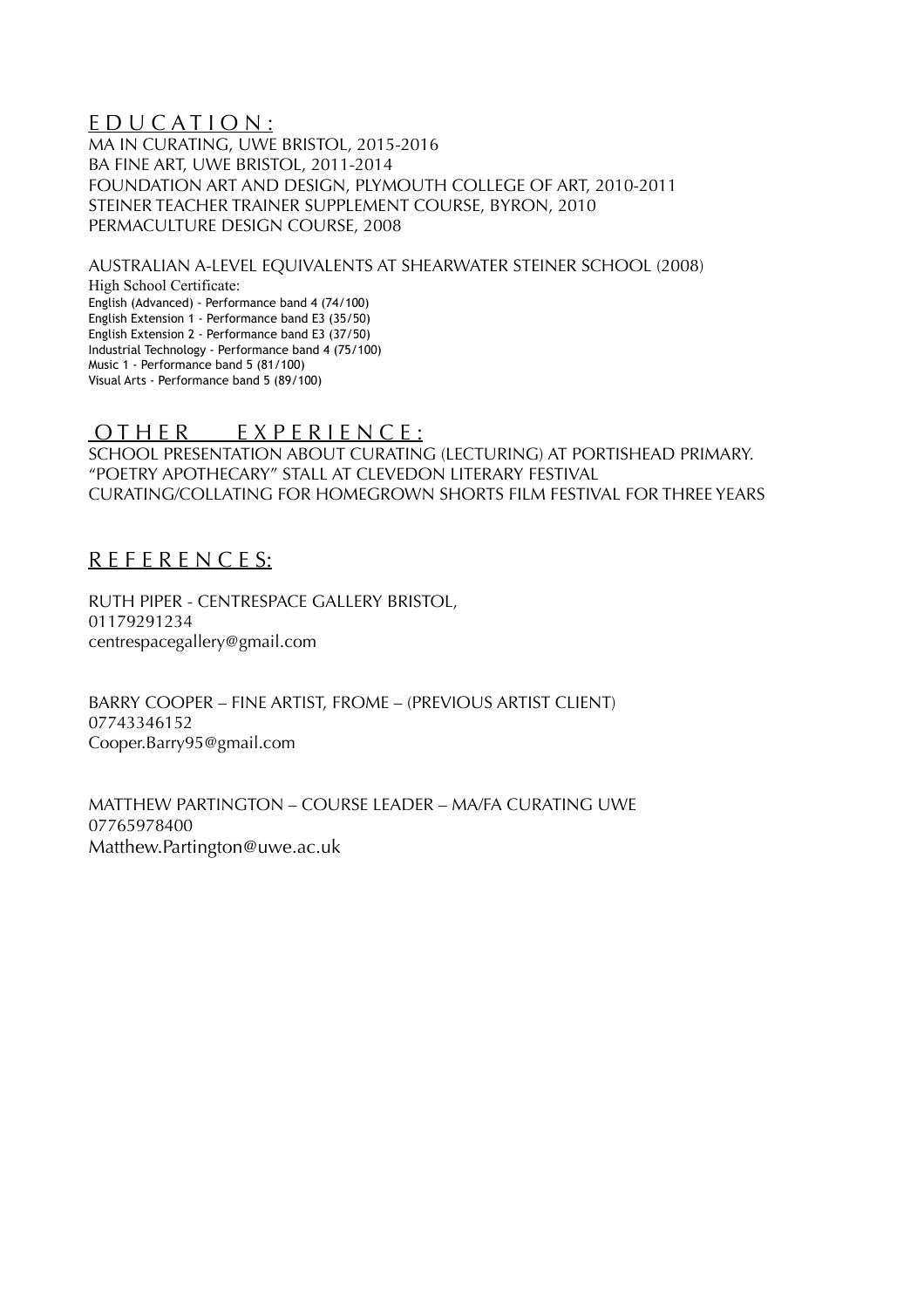## EDUCATION:

MA IN CURATING, UWE BRISTOL, 2015-2016
BA FINE ART, UWE BRISTOL, 2011-2014
FOUNDATION ART AND DESIGN, PLYMOUTH COLLEGE OF ART, 2010-2011
STEINER TEACHER TRAINER SUPPLEMENT COURSE, BYRON, 2010
PERMACULTURE DESIGN COURSE, 2008

AUSTRALIAN A-LEVEL EQUIVALENTS AT SHEARWATER STEINER SCHOOL (2008)

High School Certificate:
English (Advanced) - Performance band 4 (74/100)
English Extension 1 - Performance band E3 (35/50)
English Extension 2 - Performance band E3 (37/50)
Industrial Technology - Performance band 4 (75/100)
Music 1 - Performance band 5 (81/100)
Visual Arts - Performance band 5 (89/100)

## OTHER EXPERIENCE:

SCHOOL PRESENTATION ABOUT CURATING (LECTURING) AT PORTISHEAD PRIMARY.
"POETRY APOTHECARY" STALL AT CLEVEDON LITERARY FESTIVAL
CURATING/COLLATING FOR HOMEGROWN SHORTS FILM FESTIVAL FOR THREE YEARS

## REFERENCES:

RUTH PIPER - CENTRESPACE GALLERY BRISTOL,
01179291234
centrespacegallery@gmail.com

BARRY COOPER – FINE ARTIST, FROME – (PREVIOUS ARTIST CLIENT)
07743346152
Cooper.Barry95@gmail.com

MATTHEW PARTINGTON – COURSE LEADER – MA/FA CURATING UWE
07765978400
Matthew.Partington@uwe.ac.uk